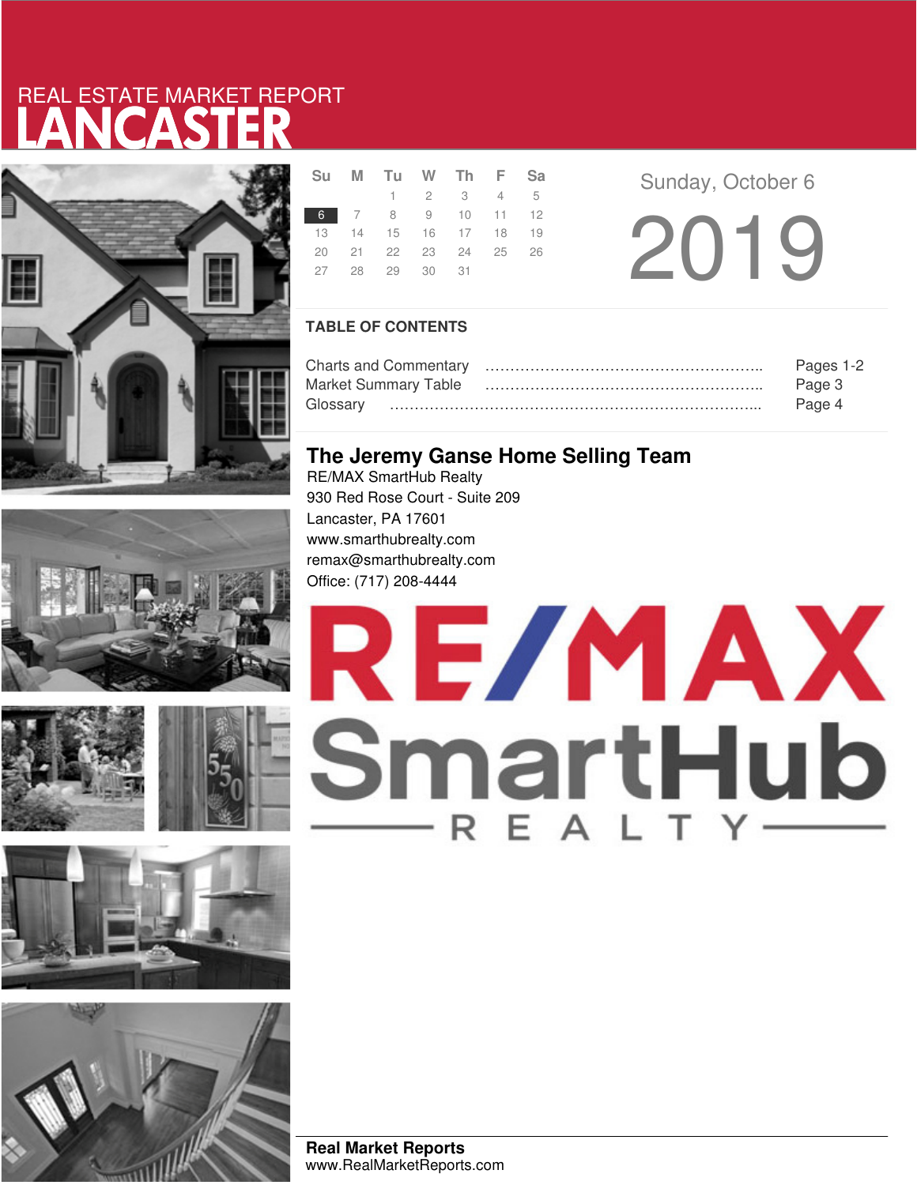REAL ESTATE MARKET REPORT

# LANCASTER

| Su | M | Tu | W | Th | F | Sa |
|---|---|---|---|---|---|---|
| | | 1 | 2 | 3 | 4 | 5 |
| 6 | 7 | 8 | 9 | 10 | 11 | 12 |
| 13 | 14 | 15 | 16 | 17 | 18 | 19 |
| 20 | 21 | 22 | 23 | 24 | 25 | 26 |
| 27 | 28 | 29 | 30 | 31 | | |

Sunday, October 6

2019

## TABLE OF CONTENTS

Charts and Commentary ………………………………………………….. Pages 1-2
Market Summary Table ………………………………………………….. Page 3
Glossary ………………………………………………………………….. Page 4

## The Jeremy Ganse Home Selling Team

RE/MAX SmartHub Realty
930 Red Rose Court - Suite 209
Lancaster, PA 17601
www.smarthubrealty.com
remax@smarthubrealty.com
Office: (717) 208-4444

RE/MAX SmartHub REALTY

**Real Market Reports**
www.RealMarketReports.com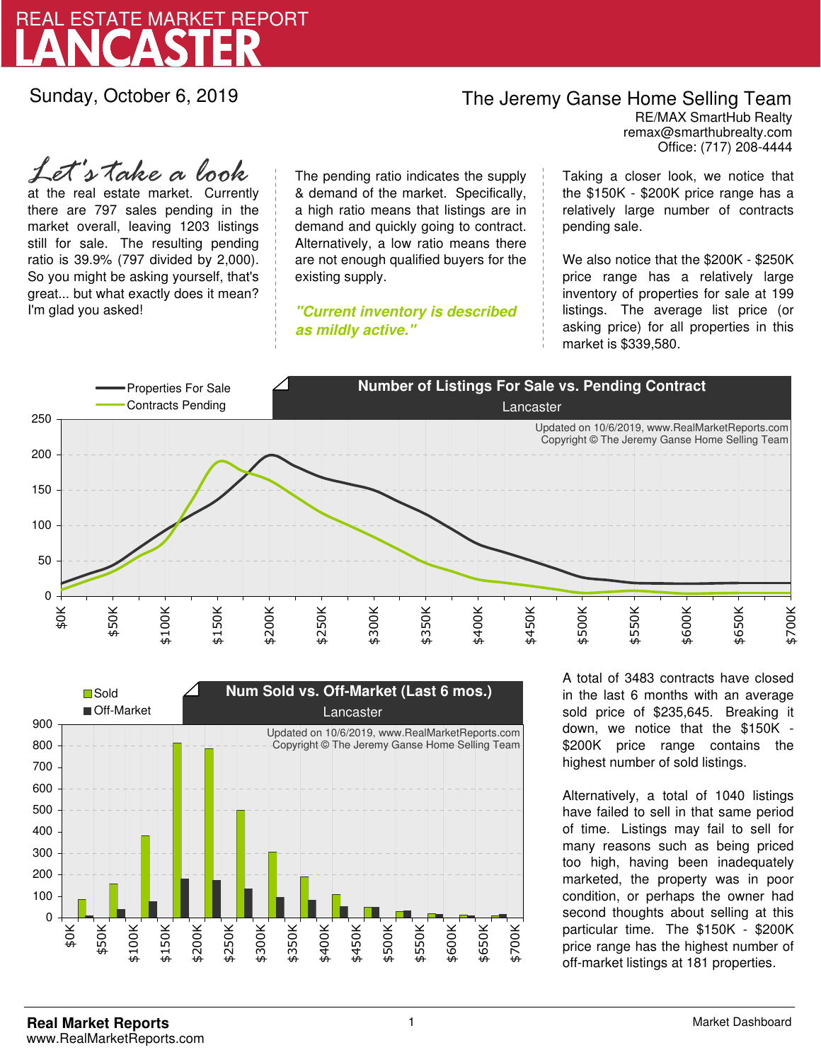# REAL ESTATE MARKET REPORT
# LANCASTER

Sunday, October 6, 2019

**The Jeremy Ganse Home Selling Team**
RE/MAX SmartHub Realty
remax@smarthubrealty.com
Office: (717) 208-4444

*Let's take a look* at the real estate market. Currently there are 797 sales pending in the market overall, leaving 1203 listings still for sale. The resulting pending ratio is 39.9% (797 divided by 2,000). So you might be asking yourself, that's great... but what exactly does it mean? I'm glad you asked!

The pending ratio indicates the supply & demand of the market. Specifically, a high ratio means that listings are in demand and quickly going to contract. Alternatively, a low ratio means there are not enough qualified buyers for the existing supply.

***"Current inventory is described as mildly active."***

Taking a closer look, we notice that the $150K - $200K price range has a relatively large number of contracts pending sale.

We also notice that the $200K - $250K price range has a relatively large inventory of properties for sale at 199 listings. The average list price (or asking price) for all properties in this market is $339,580.

**Number of Listings For Sale vs. Pending Contract**
Lancaster

Updated on 10/6/2019, www.RealMarketReports.com
Copyright © The Jeremy Ganse Home Selling Team

**Num Sold vs. Off-Market (Last 6 mos.)**
Lancaster

Updated on 10/6/2019, www.RealMarketReports.com
Copyright © The Jeremy Ganse Home Selling Team

A total of 3483 contracts have closed in the last 6 months with an average sold price of $235,645. Breaking it down, we notice that the $150K - $200K price range contains the highest number of sold listings.

Alternatively, a total of 1040 listings have failed to sell in that same period of time. Listings may fail to sell for many reasons such as being priced too high, having been inadequately marketed, the property was in poor condition, or perhaps the owner had second thoughts about selling at this particular time. The $150K - $200K price range has the highest number of off-market listings at 181 properties.

**Real Market Reports**
www.RealMarketReports.com

Market Dashboard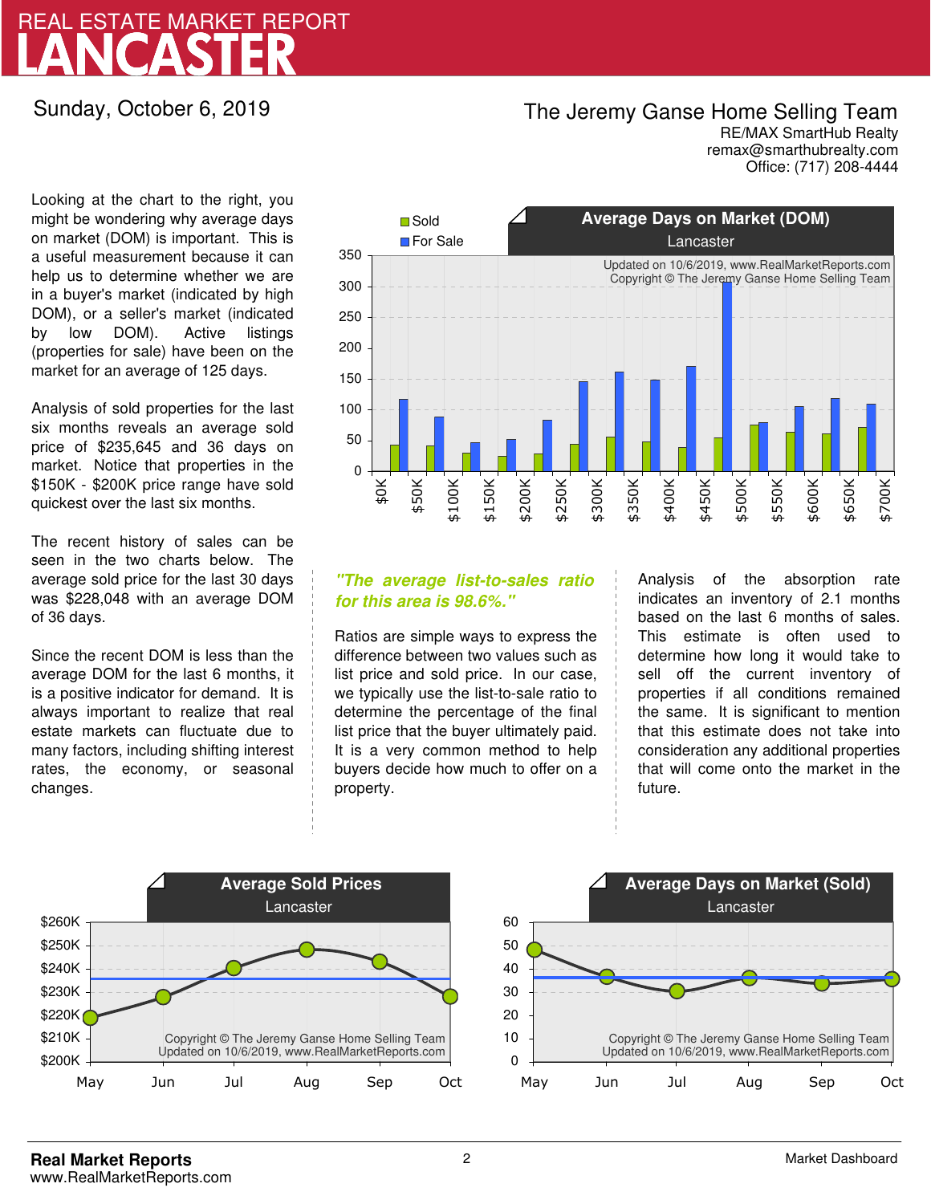# REAL ESTATE MARKET REPORT
# LANCASTER

Sunday, October 6, 2019

**The Jeremy Ganse Home Selling Team**
RE/MAX SmartHub Realty
remax@smarthubrealty.com
Office: (717) 208-4444

Looking at the chart to the right, you might be wondering why average days on market (DOM) is important. This is a useful measurement because it can help us to determine whether we are in a buyer's market (indicated by high DOM), or a seller's market (indicated by low DOM). Active listings (properties for sale) have been on the market for an average of 125 days.

Analysis of sold properties for the last six months reveals an average sold price of $235,645 and 36 days on market. Notice that properties in the $150K - $200K price range have sold quickest over the last six months.

The recent history of sales can be seen in the two charts below. The average sold price for the last 30 days was $228,048 with an average DOM of 36 days.

Since the recent DOM is less than the average DOM for the last 6 months, it is a positive indicator for demand. It is always important to realize that real estate markets can fluctuate due to many factors, including shifting interest rates, the economy, or seasonal changes.

**Average Days on Market (DOM)**
Lancaster

Updated on 10/6/2019, www.RealMarketReports.com
Copyright © The Jeremy Ganse Home Selling Team

***"The average list-to-sales ratio for this area is 98.6%."***

Ratios are simple ways to express the difference between two values such as list price and sold price. In our case, we typically use the list-to-sale ratio to determine the percentage of the final list price that the buyer ultimately paid. It is a very common method to help buyers decide how much to offer on a property.

Analysis of the absorption rate indicates an inventory of 2.1 months based on the last 6 months of sales. This estimate is often used to determine how long it would take to sell off the current inventory of properties if all conditions remained the same. It is significant to mention that this estimate does not take into consideration any additional properties that will come onto the market in the future.

**Average Sold Prices**
Lancaster

Copyright © The Jeremy Ganse Home Selling Team
Updated on 10/6/2019, www.RealMarketReports.com

**Average Days on Market (Sold)**
Lancaster

Copyright © The Jeremy Ganse Home Selling Team
Updated on 10/6/2019, www.RealMarketReports.com

**Real Market Reports**
www.RealMarketReports.com

Market Dashboard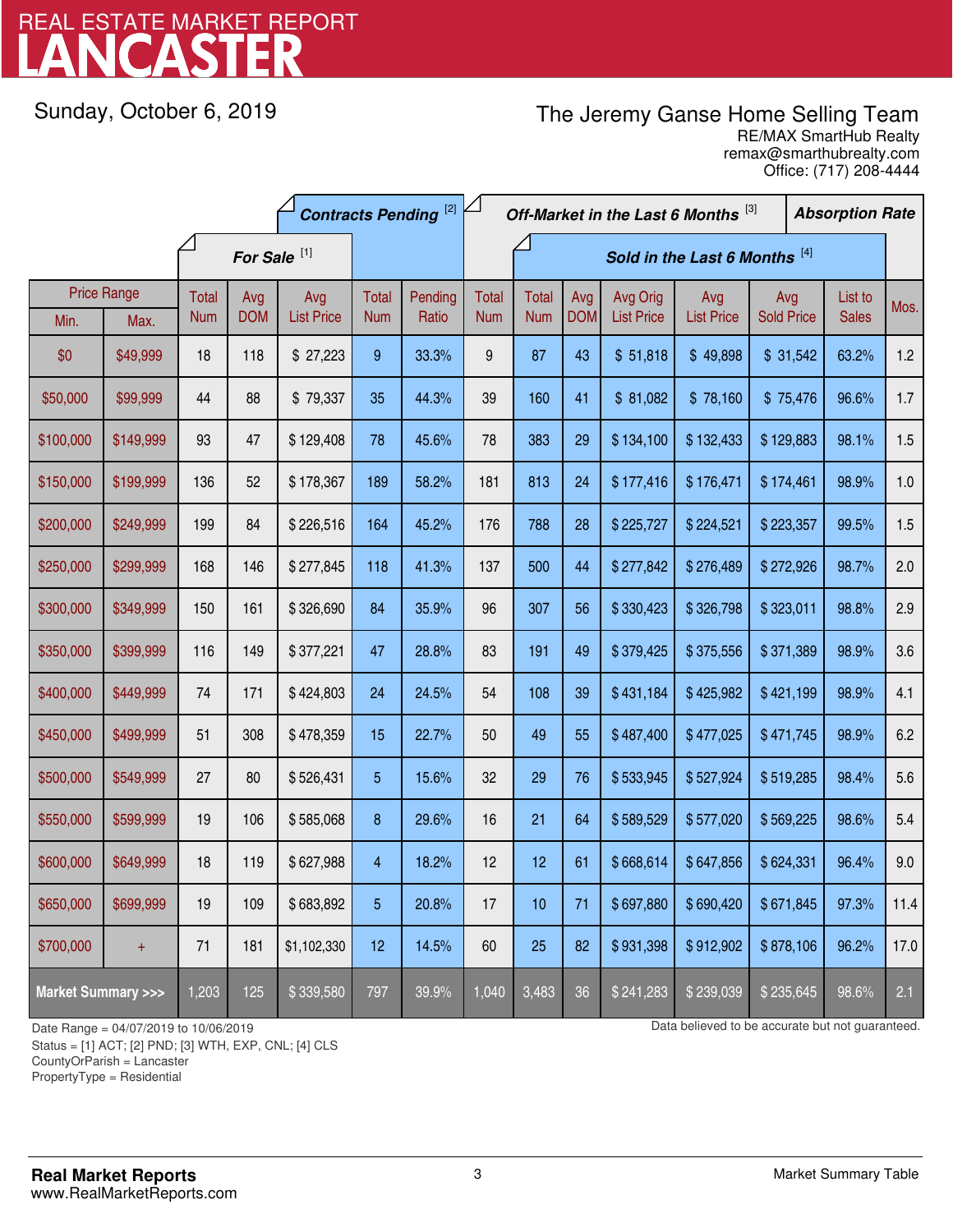# REAL ESTATE MARKET REPORT
# LANCASTER

Sunday, October 6, 2019

**The Jeremy Ganse Home Selling Team**
RE/MAX SmartHub Realty
remax@smarthubrealty.com
Office: (717) 208-4444

| Price Range | | For Sale [1] | | | Contracts Pending [2] | | Off-Market in the Last 6 Months [3] | Sold in the Last 6 Months [4] | | | | | | Absorption Rate |
|---|---|---|---|---|---|---|---|---|---|---|---|---|---|---|
| Min. | Max. | Total Num | Avg DOM | Avg List Price | Total Num | Pending Ratio | Total Num | Total Num | Avg DOM | Avg Orig List Price | Avg List Price | Avg Sold Price | List to Sales | Mos. |
| $0 | $49,999 | 18 | 118 | $ 27,223 | 9 | 33.3% | 9 | 87 | 43 | $ 51,818 | $ 49,898 | $ 31,542 | 63.2% | 1.2 |
| $50,000 | $99,999 | 44 | 88 | $ 79,337 | 35 | 44.3% | 39 | 160 | 41 | $ 81,082 | $ 78,160 | $ 75,476 | 96.6% | 1.7 |
| $100,000 | $149,999 | 93 | 47 | $ 129,408 | 78 | 45.6% | 78 | 383 | 29 | $ 134,100 | $ 132,433 | $ 129,883 | 98.1% | 1.5 |
| $150,000 | $199,999 | 136 | 52 | $ 178,367 | 189 | 58.2% | 181 | 813 | 24 | $ 177,416 | $ 176,471 | $ 174,461 | 98.9% | 1.0 |
| $200,000 | $249,999 | 199 | 84 | $ 226,516 | 164 | 45.2% | 176 | 788 | 28 | $ 225,727 | $ 224,521 | $ 223,357 | 99.5% | 1.5 |
| $250,000 | $299,999 | 168 | 146 | $ 277,845 | 118 | 41.3% | 137 | 500 | 44 | $ 277,842 | $ 276,489 | $ 272,926 | 98.7% | 2.0 |
| $300,000 | $349,999 | 150 | 161 | $ 326,690 | 84 | 35.9% | 96 | 307 | 56 | $ 330,423 | $ 326,798 | $ 323,011 | 98.8% | 2.9 |
| $350,000 | $399,999 | 116 | 149 | $ 377,221 | 47 | 28.8% | 83 | 191 | 49 | $ 379,425 | $ 375,556 | $ 371,389 | 98.9% | 3.6 |
| $400,000 | $449,999 | 74 | 171 | $ 424,803 | 24 | 24.5% | 54 | 108 | 39 | $ 431,184 | $ 425,982 | $ 421,199 | 98.9% | 4.1 |
| $450,000 | $499,999 | 51 | 308 | $ 478,359 | 15 | 22.7% | 50 | 49 | 55 | $ 487,400 | $ 477,025 | $ 471,745 | 98.9% | 6.2 |
| $500,000 | $549,999 | 27 | 80 | $ 526,431 | 5 | 15.6% | 32 | 29 | 76 | $ 533,945 | $ 527,924 | $ 519,285 | 98.4% | 5.6 |
| $550,000 | $599,999 | 19 | 106 | $ 585,068 | 8 | 29.6% | 16 | 21 | 64 | $ 589,529 | $ 577,020 | $ 569,225 | 98.6% | 5.4 |
| $600,000 | $649,999 | 18 | 119 | $ 627,988 | 4 | 18.2% | 12 | 12 | 61 | $ 668,614 | $ 647,856 | $ 624,331 | 96.4% | 9.0 |
| $650,000 | $699,999 | 19 | 109 | $ 683,892 | 5 | 20.8% | 17 | 10 | 71 | $ 697,880 | $ 690,420 | $ 671,845 | 97.3% | 11.4 |
| $700,000 | + | 71 | 181 | $1,102,330 | 12 | 14.5% | 60 | 25 | 82 | $ 931,398 | $ 912,902 | $ 878,106 | 96.2% | 17.0 |
| **Market Summary >>>** | | 1,203 | 125 | $ 339,580 | 797 | 39.9% | 1,040 | 3,483 | 36 | $ 241,283 | $ 239,039 | $ 235,645 | 98.6% | 2.1 |

Date Range = 04/07/2019 to 10/06/2019
Status = [1] ACT; [2] PND; [3] WTH, EXP, CNL; [4] CLS
CountyOrParish = Lancaster
PropertyType = Residential

Data believed to be accurate but not guaranteed.

**Real Market Reports**
www.RealMarketReports.com

Market Summary Table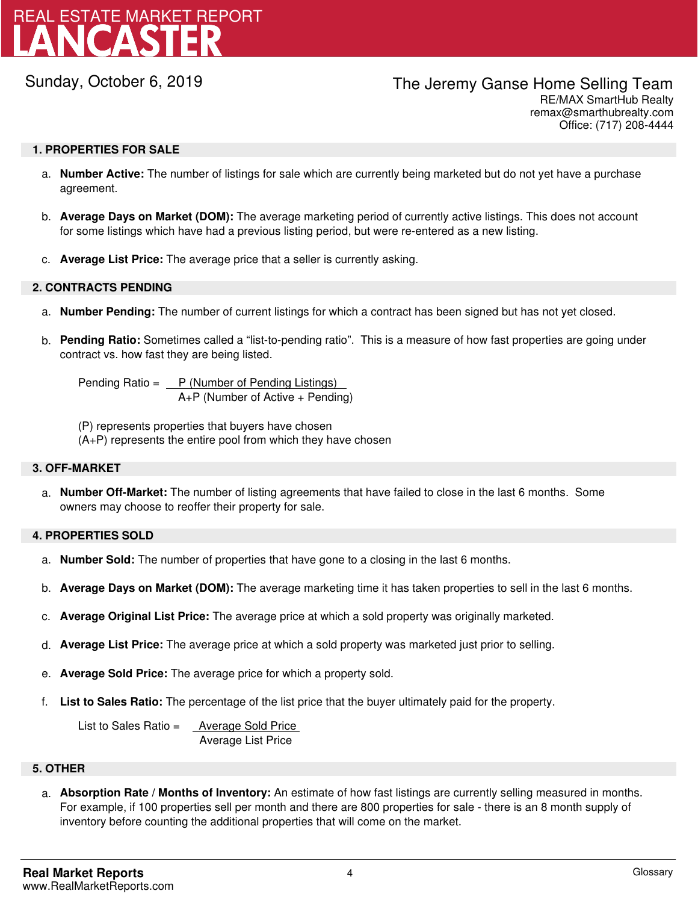# REAL ESTATE MARKET REPORT LANCASTER

Sunday, October 6, 2019

**The Jeremy Ganse Home Selling Team**
RE/MAX SmartHub Realty
remax@smarthubrealty.com
Office: (717) 208-4444

## 1. PROPERTIES FOR SALE

a. **Number Active:** The number of listings for sale which are currently being marketed but do not yet have a purchase agreement.

b. **Average Days on Market (DOM):** The average marketing period of currently active listings. This does not account for some listings which have had a previous listing period, but were re-entered as a new listing.

c. **Average List Price:** The average price that a seller is currently asking.

## 2. CONTRACTS PENDING

a. **Number Pending:** The number of current listings for which a contract has been signed but has not yet closed.

b. **Pending Ratio:** Sometimes called a "list-to-pending ratio". This is a measure of how fast properties are going under contract vs. how fast they are being listed.

$$\text{Pending Ratio} = \frac{\text{P (Number of Pending Listings)}}{\text{A+P (Number of Active + Pending)}}$$

(P) represents properties that buyers have chosen
(A+P) represents the entire pool from which they have chosen

## 3. OFF-MARKET

a. **Number Off-Market:** The number of listing agreements that have failed to close in the last 6 months. Some owners may choose to reoffer their property for sale.

## 4. PROPERTIES SOLD

a. **Number Sold:** The number of properties that have gone to a closing in the last 6 months.

b. **Average Days on Market (DOM):** The average marketing time it has taken properties to sell in the last 6 months.

c. **Average Original List Price:** The average price at which a sold property was originally marketed.

d. **Average List Price:** The average price at which a sold property was marketed just prior to selling.

e. **Average Sold Price:** The average price for which a property sold.

f. **List to Sales Ratio:** The percentage of the list price that the buyer ultimately paid for the property.

$$\text{List to Sales Ratio} = \frac{\text{Average Sold Price}}{\text{Average List Price}}$$

## 5. OTHER

a. **Absorption Rate / Months of Inventory:** An estimate of how fast listings are currently selling measured in months. For example, if 100 properties sell per month and there are 800 properties for sale - there is an 8 month supply of inventory before counting the additional properties that will come on the market.